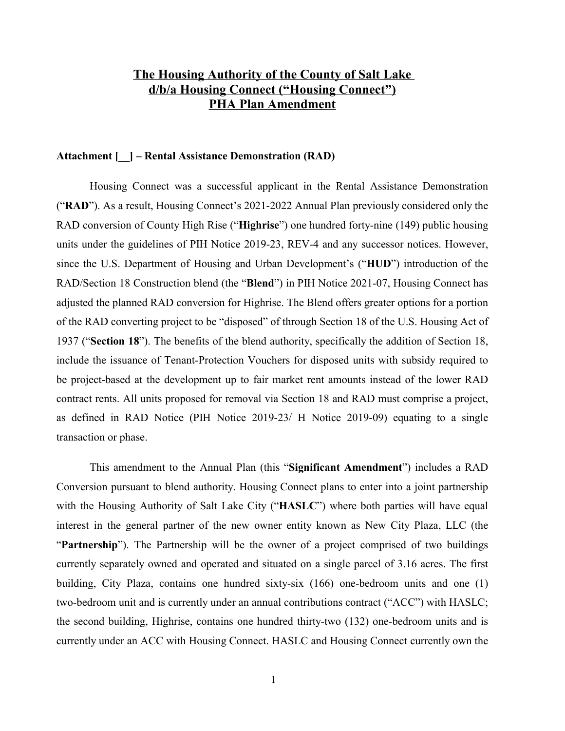# The Housing Authority of the County of Salt Lake d/b/a Housing Connect ("Housing Connect") PHA Plan Amendment

**Attachment [__] – Rental Assistance Demonstration (RAD)**

Housing Connect was a successful applicant in the Rental Assistance Demonstration ("**RAD**"). As a result, Housing Connect's 2021-2022 Annual Plan previously considered only the RAD conversion of County High Rise ("**Highrise**") one hundred forty-nine (149) public housing units under the guidelines of PIH Notice 2019-23, REV-4 and any successor notices. However, since the U.S. Department of Housing and Urban Development's ("**HUD**") introduction of the RAD/Section 18 Construction blend (the "**Blend**") in PIH Notice 2021-07, Housing Connect has adjusted the planned RAD conversion for Highrise. The Blend offers greater options for a portion of the RAD converting project to be "disposed" of through Section 18 of the U.S. Housing Act of 1937 ("**Section 18**"). The benefits of the blend authority, specifically the addition of Section 18, include the issuance of Tenant-Protection Vouchers for disposed units with subsidy required to be project-based at the development up to fair market rent amounts instead of the lower RAD contract rents. All units proposed for removal via Section 18 and RAD must comprise a project, as defined in RAD Notice (PIH Notice 2019-23/ H Notice 2019-09) equating to a single transaction or phase.

This amendment to the Annual Plan (this "**Significant Amendment**") includes a RAD Conversion pursuant to blend authority. Housing Connect plans to enter into a joint partnership with the Housing Authority of Salt Lake City ("**HASLC**") where both parties will have equal interest in the general partner of the new owner entity known as New City Plaza, LLC (the "**Partnership**"). The Partnership will be the owner of a project comprised of two buildings currently separately owned and operated and situated on a single parcel of 3.16 acres. The first building, City Plaza, contains one hundred sixty-six (166) one-bedroom units and one (1) two-bedroom unit and is currently under an annual contributions contract ("ACC") with HASLC; the second building, Highrise, contains one hundred thirty-two (132) one-bedroom units and is currently under an ACC with Housing Connect. HASLC and Housing Connect currently own the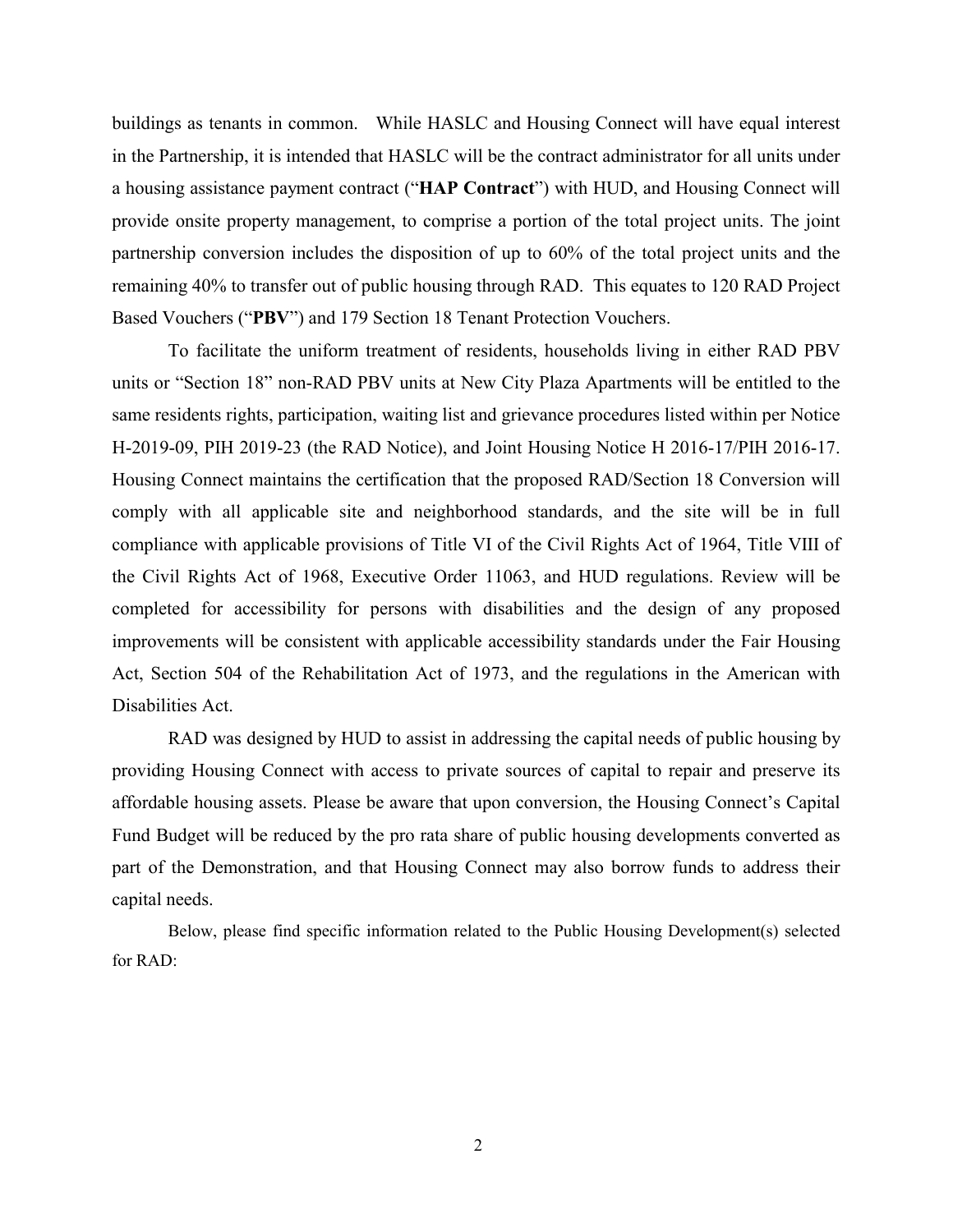buildings as tenants in common. While HASLC and Housing Connect will have equal interest in the Partnership, it is intended that HASLC will be the contract administrator for all units under a housing assistance payment contract ("**HAP Contract**") with HUD, and Housing Connect will provide onsite property management, to comprise a portion of the total project units. The joint partnership conversion includes the disposition of up to 60% of the total project units and the remaining 40% to transfer out of public housing through RAD. This equates to 120 RAD Project Based Vouchers ("**PBV**") and 179 Section 18 Tenant Protection Vouchers.

To facilitate the uniform treatment of residents, households living in either RAD PBV units or "Section 18" non-RAD PBV units at New City Plaza Apartments will be entitled to the same residents rights, participation, waiting list and grievance procedures listed within per Notice H-2019-09, PIH 2019-23 (the RAD Notice), and Joint Housing Notice H 2016-17/PIH 2016-17. Housing Connect maintains the certification that the proposed RAD/Section 18 Conversion will comply with all applicable site and neighborhood standards, and the site will be in full compliance with applicable provisions of Title VI of the Civil Rights Act of 1964, Title VIII of the Civil Rights Act of 1968, Executive Order 11063, and HUD regulations. Review will be completed for accessibility for persons with disabilities and the design of any proposed improvements will be consistent with applicable accessibility standards under the Fair Housing Act, Section 504 of the Rehabilitation Act of 1973, and the regulations in the American with Disabilities Act.

RAD was designed by HUD to assist in addressing the capital needs of public housing by providing Housing Connect with access to private sources of capital to repair and preserve its affordable housing assets. Please be aware that upon conversion, the Housing Connect's Capital Fund Budget will be reduced by the pro rata share of public housing developments converted as part of the Demonstration, and that Housing Connect may also borrow funds to address their capital needs.

Below, please find specific information related to the Public Housing Development(s) selected for RAD: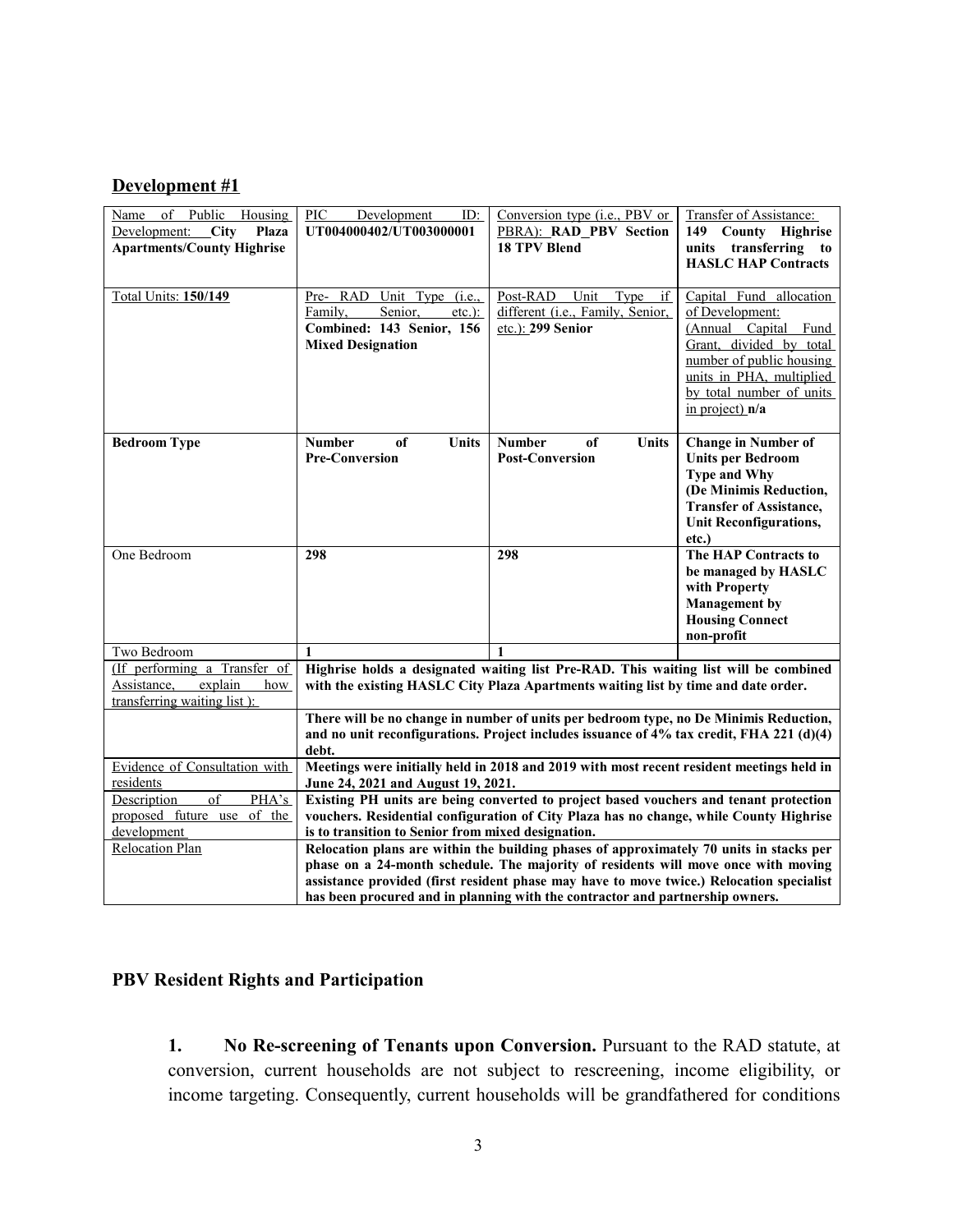## Development #1

| Name of Public Housing Development: **City Plaza Apartments/County Highrise** | PIC Development ID: **UT004000402/UT003000001** | Conversion type (i.e., PBV or PBRA): **RAD_PBV Section 18 TPV Blend** | Transfer of Assistance: **149 County Highrise units transferring to HASLC HAP Contracts** |
|---|---|---|---|
| Total Units: **150/149** | Pre- RAD Unit Type (i.e., Family, Senior, etc.): **Combined: 143 Senior, 156 Mixed Designation** | Post-RAD Unit Type if different (i.e., Family, Senior, etc.): **299 Senior** | Capital Fund allocation of Development: (Annual Capital Fund Grant, divided by total number of public housing units in PHA, multiplied by total number of units in project) **n/a** |
| **Bedroom Type** | **Number of Units Pre-Conversion** | **Number of Units Post-Conversion** | **Change in Number of Units per Bedroom Type and Why (De Minimis Reduction, Transfer of Assistance, Unit Reconfigurations, etc.)** |
| One Bedroom | **298** | **298** | **The HAP Contracts to be managed by HASLC with Property Management by Housing Connect non-profit** |
| Two Bedroom | **1** | **1** | |
| (If performing a Transfer of Assistance, explain how transferring waiting list ): | **Highrise holds a designated waiting list Pre-RAD. This waiting list will be combined with the existing HASLC City Plaza Apartments waiting list by time and date order.** | | |
| | **There will be no change in number of units per bedroom type, no De Minimis Reduction, and no unit reconfigurations. Project includes issuance of 4% tax credit, FHA 221 (d)(4) debt.** | | |
| Evidence of Consultation with residents | **Meetings were initially held in 2018 and 2019 with most recent resident meetings held in June 24, 2021 and August 19, 2021.** | | |
| Description of PHA's proposed future use of the development | **Existing PH units are being converted to project based vouchers and tenant protection vouchers. Residential configuration of City Plaza has no change, while County Highrise is to transition to Senior from mixed designation.** | | |
| Relocation Plan | **Relocation plans are within the building phases of approximately 70 units in stacks per phase on a 24-month schedule. The majority of residents will move once with moving assistance provided (first resident phase may have to move twice.) Relocation specialist has been procured and in planning with the contractor and partnership owners.** | | |

### PBV Resident Rights and Participation

1. **No Re-screening of Tenants upon Conversion.** Pursuant to the RAD statute, at conversion, current households are not subject to rescreening, income eligibility, or income targeting. Consequently, current households will be grandfathered for conditions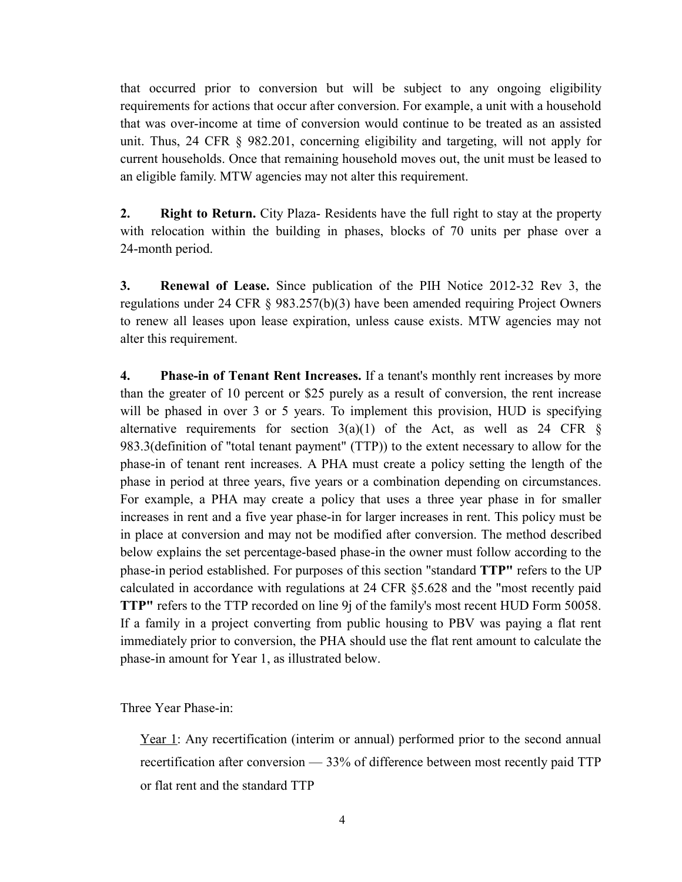that occurred prior to conversion but will be subject to any ongoing eligibility requirements for actions that occur after conversion. For example, a unit with a household that was over-income at time of conversion would continue to be treated as an assisted unit. Thus, 24 CFR § 982.201, concerning eligibility and targeting, will not apply for current households. Once that remaining household moves out, the unit must be leased to an eligible family. MTW agencies may not alter this requirement.

**2. Right to Return.** City Plaza- Residents have the full right to stay at the property with relocation within the building in phases, blocks of 70 units per phase over a 24-month period.

**3. Renewal of Lease.** Since publication of the PIH Notice 2012-32 Rev 3, the regulations under 24 CFR § 983.257(b)(3) have been amended requiring Project Owners to renew all leases upon lease expiration, unless cause exists. MTW agencies may not alter this requirement.

**4. Phase-in of Tenant Rent Increases.** If a tenant's monthly rent increases by more than the greater of 10 percent or $25 purely as a result of conversion, the rent increase will be phased in over 3 or 5 years. To implement this provision, HUD is specifying alternative requirements for section 3(a)(1) of the Act, as well as 24 CFR § 983.3(definition of "total tenant payment" (TTP)) to the extent necessary to allow for the phase-in of tenant rent increases. A PHA must create a policy setting the length of the phase in period at three years, five years or a combination depending on circumstances. For example, a PHA may create a policy that uses a three year phase in for smaller increases in rent and a five year phase-in for larger increases in rent. This policy must be in place at conversion and may not be modified after conversion. The method described below explains the set percentage-based phase-in the owner must follow according to the phase-in period established. For purposes of this section "standard **TTP"** refers to the UP calculated in accordance with regulations at 24 CFR §5.628 and the "most recently paid **TTP"** refers to the TTP recorded on line 9j of the family's most recent HUD Form 50058. If a family in a project converting from public housing to PBV was paying a flat rent immediately prior to conversion, the PHA should use the flat rent amount to calculate the phase-in amount for Year 1, as illustrated below.

Three Year Phase-in:

<u>Year 1</u>: Any recertification (interim or annual) performed prior to the second annual recertification after conversion — 33% of difference between most recently paid TTP or flat rent and the standard TTP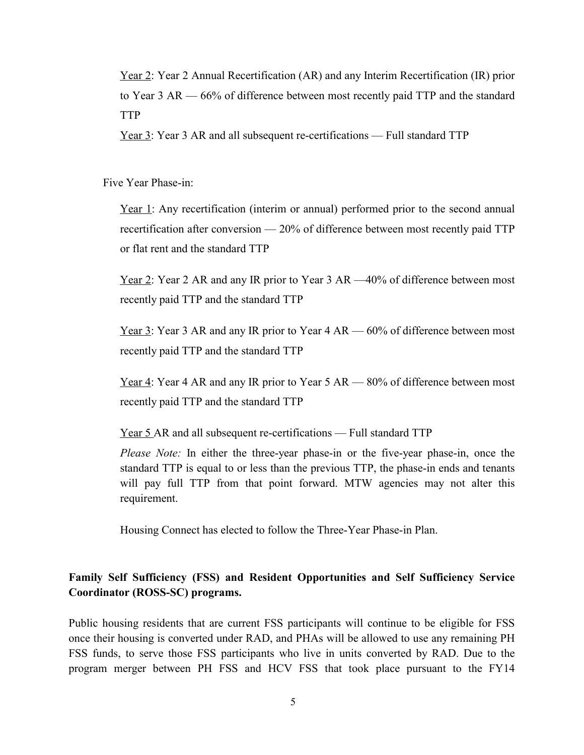Year 2: Year 2 Annual Recertification (AR) and any Interim Recertification (IR) prior to Year 3 AR — 66% of difference between most recently paid TTP and the standard TTP

Year 3: Year 3 AR and all subsequent re-certifications — Full standard TTP

Five Year Phase-in:

Year 1: Any recertification (interim or annual) performed prior to the second annual recertification after conversion — 20% of difference between most recently paid TTP or flat rent and the standard TTP

Year 2: Year 2 AR and any IR prior to Year 3 AR —40% of difference between most recently paid TTP and the standard TTP

Year 3: Year 3 AR and any IR prior to Year 4 AR — 60% of difference between most recently paid TTP and the standard TTP

Year 4: Year 4 AR and any IR prior to Year 5 AR — 80% of difference between most recently paid TTP and the standard TTP

Year 5 AR and all subsequent re-certifications — Full standard TTP

*Please Note:* In either the three-year phase-in or the five-year phase-in, once the standard TTP is equal to or less than the previous TTP, the phase-in ends and tenants will pay full TTP from that point forward. MTW agencies may not alter this requirement.

Housing Connect has elected to follow the Three-Year Phase-in Plan.

**Family Self Sufficiency (FSS) and Resident Opportunities and Self Sufficiency Service Coordinator (ROSS-SC) programs.**

Public housing residents that are current FSS participants will continue to be eligible for FSS once their housing is converted under RAD, and PHAs will be allowed to use any remaining PH FSS funds, to serve those FSS participants who live in units converted by RAD. Due to the program merger between PH FSS and HCV FSS that took place pursuant to the FY14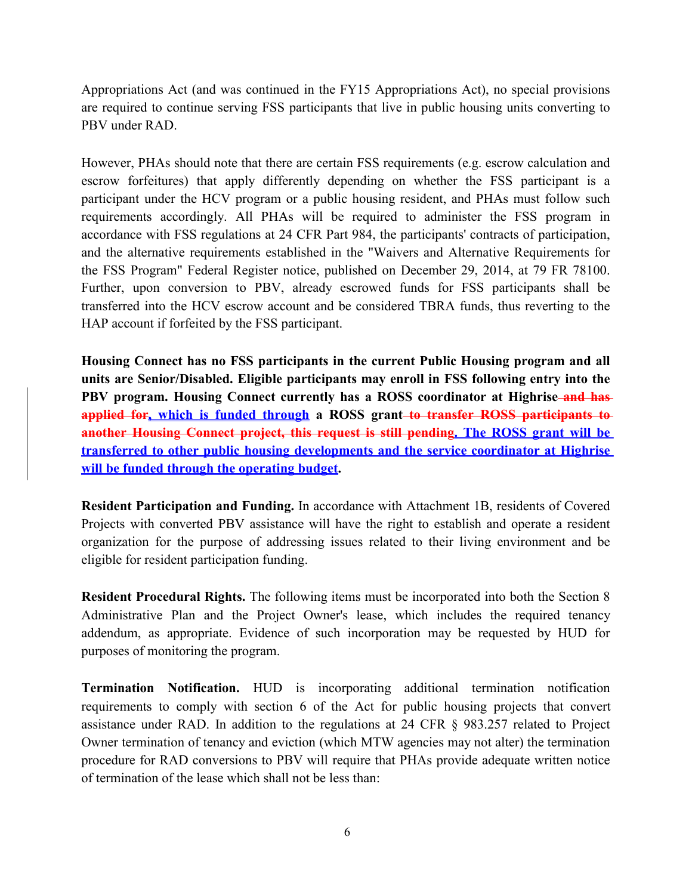Appropriations Act (and was continued in the FY15 Appropriations Act), no special provisions are required to continue serving FSS participants that live in public housing units converting to PBV under RAD.

However, PHAs should note that there are certain FSS requirements (e.g. escrow calculation and escrow forfeitures) that apply differently depending on whether the FSS participant is a participant under the HCV program or a public housing resident, and PHAs must follow such requirements accordingly. All PHAs will be required to administer the FSS program in accordance with FSS regulations at 24 CFR Part 984, the participants' contracts of participation, and the alternative requirements established in the "Waivers and Alternative Requirements for the FSS Program" Federal Register notice, published on December 29, 2014, at 79 FR 78100. Further, upon conversion to PBV, already escrowed funds for FSS participants shall be transferred into the HCV escrow account and be considered TBRA funds, thus reverting to the HAP account if forfeited by the FSS participant.

**Housing Connect has no FSS participants in the current Public Housing program and all units are Senior/Disabled. Eligible participants may enroll in FSS following entry into the PBV program. Housing Connect currently has a ROSS coordinator at Highrise ~~and has applied for~~<u>, which is funded through</u> a ROSS grant ~~to transfer ROSS participants to another Housing Connect project, this request is still pending~~<u>. The ROSS grant will be transferred to other public housing developments and the service coordinator at Highrise will be funded through the operating budget</u>.**

**Resident Participation and Funding.** In accordance with Attachment 1B, residents of Covered Projects with converted PBV assistance will have the right to establish and operate a resident organization for the purpose of addressing issues related to their living environment and be eligible for resident participation funding.

**Resident Procedural Rights.** The following items must be incorporated into both the Section 8 Administrative Plan and the Project Owner's lease, which includes the required tenancy addendum, as appropriate. Evidence of such incorporation may be requested by HUD for purposes of monitoring the program.

**Termination Notification.** HUD is incorporating additional termination notification requirements to comply with section 6 of the Act for public housing projects that convert assistance under RAD. In addition to the regulations at 24 CFR § 983.257 related to Project Owner termination of tenancy and eviction (which MTW agencies may not alter) the termination procedure for RAD conversions to PBV will require that PHAs provide adequate written notice of termination of the lease which shall not be less than: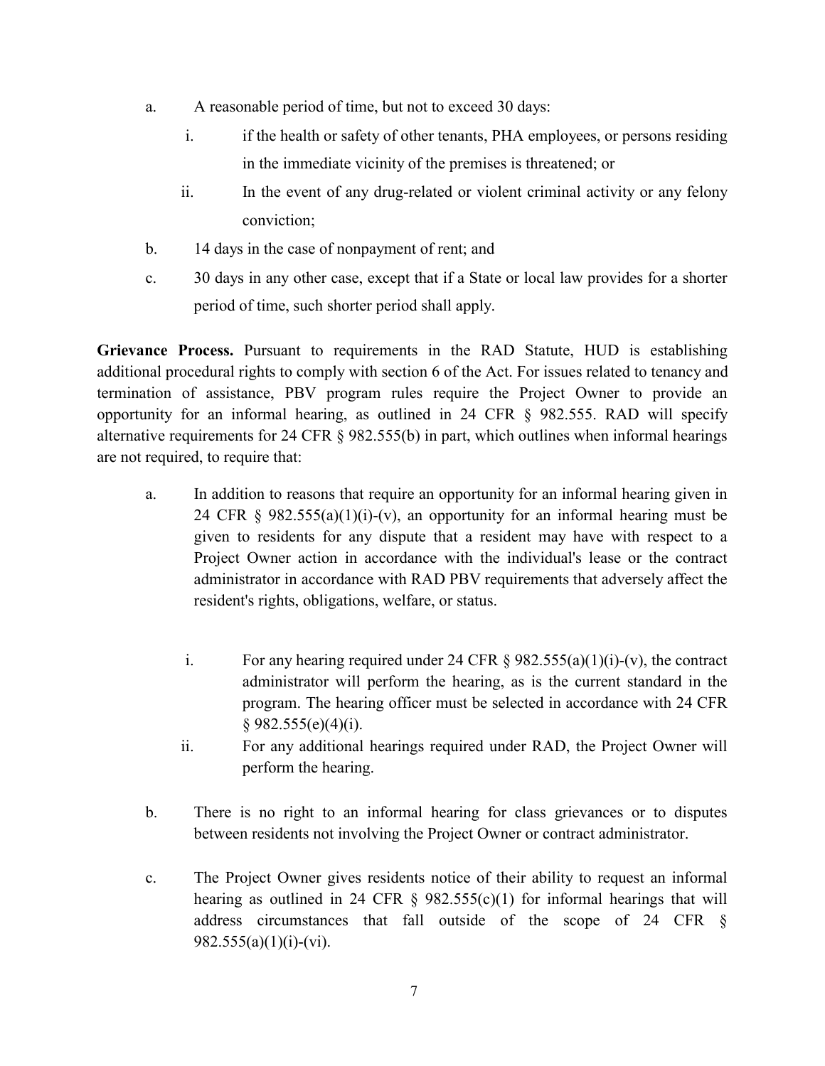a. A reasonable period of time, but not to exceed 30 days:
   - i. if the health or safety of other tenants, PHA employees, or persons residing in the immediate vicinity of the premises is threatened; or
   - ii. In the event of any drug-related or violent criminal activity or any felony conviction;

b. 14 days in the case of nonpayment of rent; and

c. 30 days in any other case, except that if a State or local law provides for a shorter period of time, such shorter period shall apply.

**Grievance Process.** Pursuant to requirements in the RAD Statute, HUD is establishing additional procedural rights to comply with section 6 of the Act. For issues related to tenancy and termination of assistance, PBV program rules require the Project Owner to provide an opportunity for an informal hearing, as outlined in 24 CFR § 982.555. RAD will specify alternative requirements for 24 CFR § 982.555(b) in part, which outlines when informal hearings are not required, to require that:

a. In addition to reasons that require an opportunity for an informal hearing given in 24 CFR § 982.555(a)(1)(i)-(v), an opportunity for an informal hearing must be given to residents for any dispute that a resident may have with respect to a Project Owner action in accordance with the individual's lease or the contract administrator in accordance with RAD PBV requirements that adversely affect the resident's rights, obligations, welfare, or status.

   - i. For any hearing required under 24 CFR § 982.555(a)(1)(i)-(v), the contract administrator will perform the hearing, as is the current standard in the program. The hearing officer must be selected in accordance with 24 CFR § 982.555(e)(4)(i).
   - ii. For any additional hearings required under RAD, the Project Owner will perform the hearing.

b. There is no right to an informal hearing for class grievances or to disputes between residents not involving the Project Owner or contract administrator.

c. The Project Owner gives residents notice of their ability to request an informal hearing as outlined in 24 CFR § 982.555(c)(1) for informal hearings that will address circumstances that fall outside of the scope of 24 CFR § 982.555(a)(1)(i)-(vi).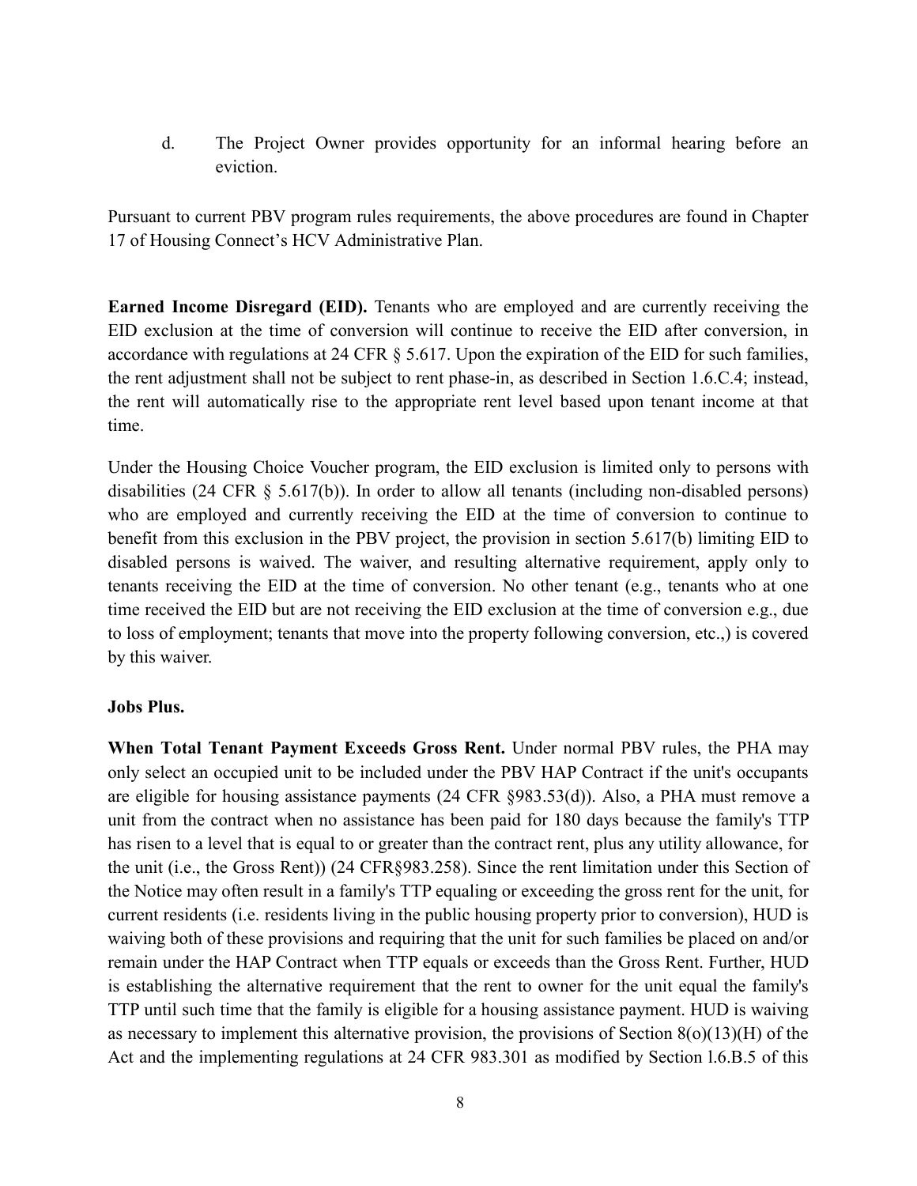d. The Project Owner provides opportunity for an informal hearing before an eviction.

Pursuant to current PBV program rules requirements, the above procedures are found in Chapter 17 of Housing Connect's HCV Administrative Plan.

**Earned Income Disregard (EID).** Tenants who are employed and are currently receiving the EID exclusion at the time of conversion will continue to receive the EID after conversion, in accordance with regulations at 24 CFR § 5.617. Upon the expiration of the EID for such families, the rent adjustment shall not be subject to rent phase-in, as described in Section 1.6.C.4; instead, the rent will automatically rise to the appropriate rent level based upon tenant income at that time.

Under the Housing Choice Voucher program, the EID exclusion is limited only to persons with disabilities (24 CFR § 5.617(b)). In order to allow all tenants (including non-disabled persons) who are employed and currently receiving the EID at the time of conversion to continue to benefit from this exclusion in the PBV project, the provision in section 5.617(b) limiting EID to disabled persons is waived. The waiver, and resulting alternative requirement, apply only to tenants receiving the EID at the time of conversion. No other tenant (e.g., tenants who at one time received the EID but are not receiving the EID exclusion at the time of conversion e.g., due to loss of employment; tenants that move into the property following conversion, etc.,) is covered by this waiver.

**Jobs Plus.**

**When Total Tenant Payment Exceeds Gross Rent.** Under normal PBV rules, the PHA may only select an occupied unit to be included under the PBV HAP Contract if the unit's occupants are eligible for housing assistance payments (24 CFR §983.53(d)). Also, a PHA must remove a unit from the contract when no assistance has been paid for 180 days because the family's TTP has risen to a level that is equal to or greater than the contract rent, plus any utility allowance, for the unit (i.e., the Gross Rent)) (24 CFR§983.258). Since the rent limitation under this Section of the Notice may often result in a family's TTP equaling or exceeding the gross rent for the unit, for current residents (i.e. residents living in the public housing property prior to conversion), HUD is waiving both of these provisions and requiring that the unit for such families be placed on and/or remain under the HAP Contract when TTP equals or exceeds than the Gross Rent. Further, HUD is establishing the alternative requirement that the rent to owner for the unit equal the family's TTP until such time that the family is eligible for a housing assistance payment. HUD is waiving as necessary to implement this alternative provision, the provisions of Section 8(o)(13)(H) of the Act and the implementing regulations at 24 CFR 983.301 as modified by Section l.6.B.5 of this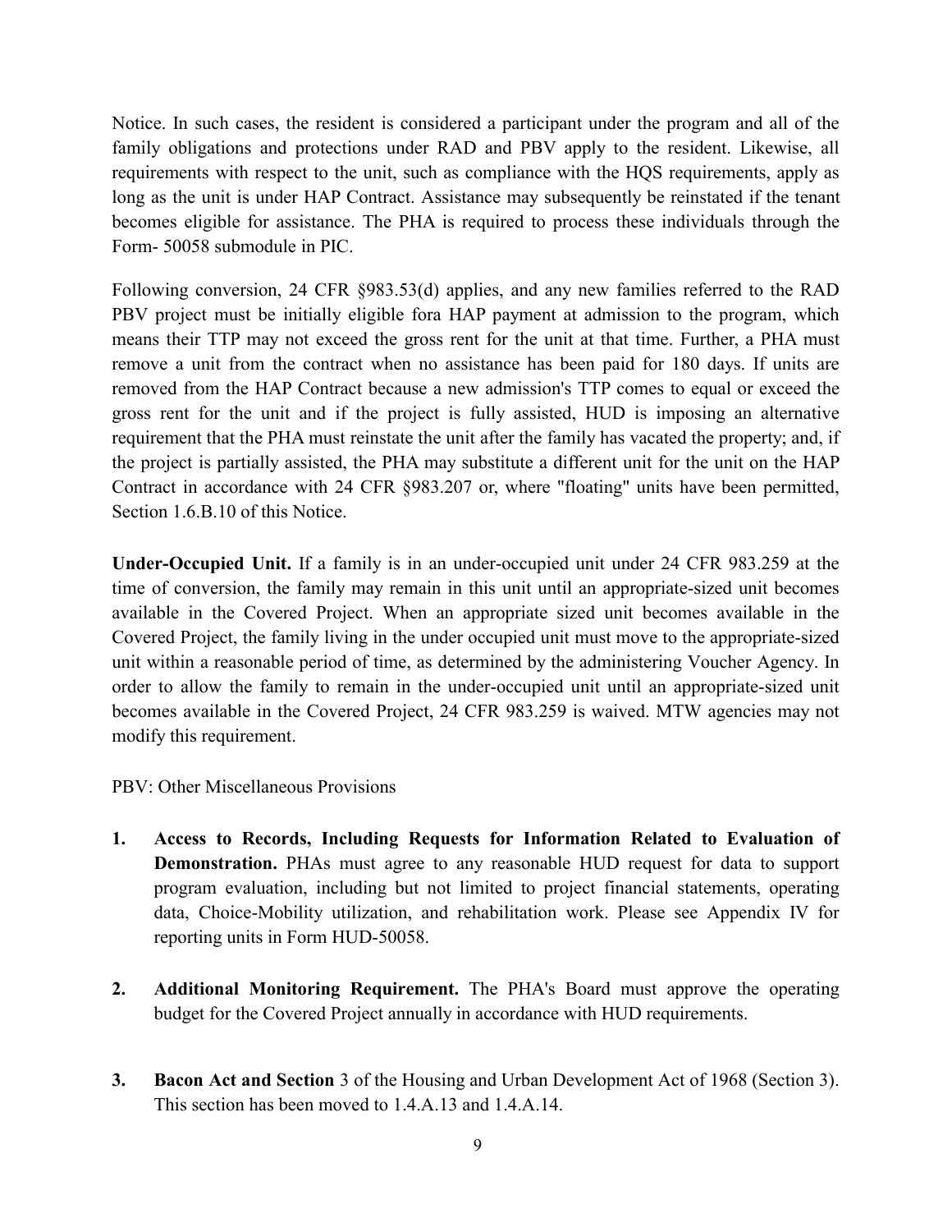Notice. In such cases, the resident is considered a participant under the program and all of the family obligations and protections under RAD and PBV apply to the resident. Likewise, all requirements with respect to the unit, such as compliance with the HQS requirements, apply as long as the unit is under HAP Contract. Assistance may subsequently be reinstated if the tenant becomes eligible for assistance. The PHA is required to process these individuals through the Form- 50058 submodule in PIC.

Following conversion, 24 CFR §983.53(d) applies, and any new families referred to the RAD PBV project must be initially eligible fora HAP payment at admission to the program, which means their TTP may not exceed the gross rent for the unit at that time. Further, a PHA must remove a unit from the contract when no assistance has been paid for 180 days. If units are removed from the HAP Contract because a new admission's TTP comes to equal or exceed the gross rent for the unit and if the project is fully assisted, HUD is imposing an alternative requirement that the PHA must reinstate the unit after the family has vacated the property; and, if the project is partially assisted, the PHA may substitute a different unit for the unit on the HAP Contract in accordance with 24 CFR §983.207 or, where "floating" units have been permitted, Section 1.6.B.10 of this Notice.

**Under-Occupied Unit.** If a family is in an under-occupied unit under 24 CFR 983.259 at the time of conversion, the family may remain in this unit until an appropriate-sized unit becomes available in the Covered Project. When an appropriate sized unit becomes available in the Covered Project, the family living in the under occupied unit must move to the appropriate-sized unit within a reasonable period of time, as determined by the administering Voucher Agency. In order to allow the family to remain in the under-occupied unit until an appropriate-sized unit becomes available in the Covered Project, 24 CFR 983.259 is waived. MTW agencies may not modify this requirement.

PBV: Other Miscellaneous Provisions

1. **Access to Records, Including Requests for Information Related to Evaluation of Demonstration.** PHAs must agree to any reasonable HUD request for data to support program evaluation, including but not limited to project financial statements, operating data, Choice-Mobility utilization, and rehabilitation work. Please see Appendix IV for reporting units in Form HUD-50058.

2. **Additional Monitoring Requirement.** The PHA's Board must approve the operating budget for the Covered Project annually in accordance with HUD requirements.

3. **Bacon Act and Section** 3 of the Housing and Urban Development Act of 1968 (Section 3). This section has been moved to 1.4.A.13 and 1.4.A.14.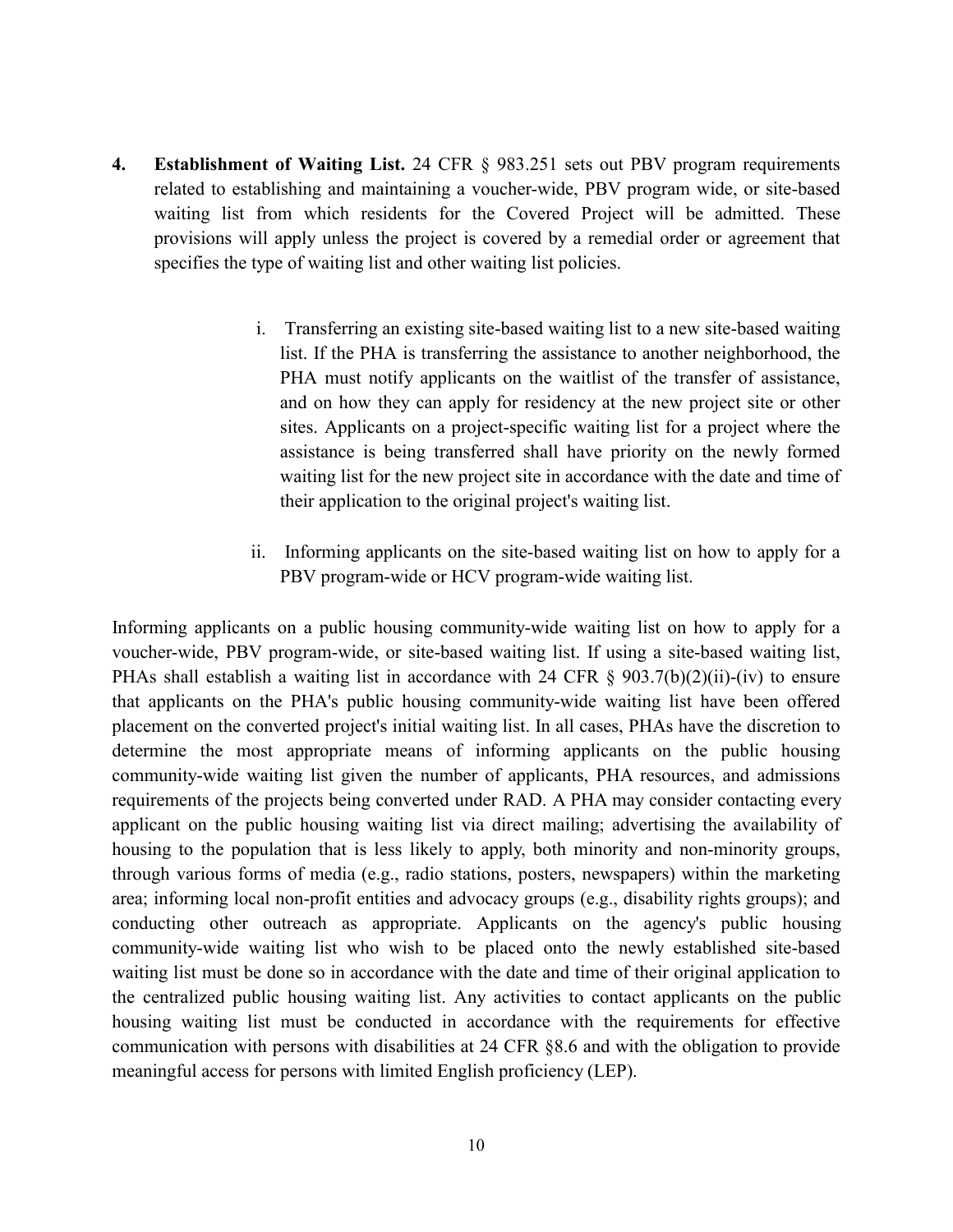4. **Establishment of Waiting List.** 24 CFR § 983.251 sets out PBV program requirements related to establishing and maintaining a voucher-wide, PBV program wide, or site-based waiting list from which residents for the Covered Project will be admitted. These provisions will apply unless the project is covered by a remedial order or agreement that specifies the type of waiting list and other waiting list policies.

   i. Transferring an existing site-based waiting list to a new site-based waiting list. If the PHA is transferring the assistance to another neighborhood, the PHA must notify applicants on the waitlist of the transfer of assistance, and on how they can apply for residency at the new project site or other sites. Applicants on a project-specific waiting list for a project where the assistance is being transferred shall have priority on the newly formed waiting list for the new project site in accordance with the date and time of their application to the original project's waiting list.

   ii. Informing applicants on the site-based waiting list on how to apply for a PBV program-wide or HCV program-wide waiting list.

Informing applicants on a public housing community-wide waiting list on how to apply for a voucher-wide, PBV program-wide, or site-based waiting list. If using a site-based waiting list, PHAs shall establish a waiting list in accordance with 24 CFR § 903.7(b)(2)(ii)-(iv) to ensure that applicants on the PHA's public housing community-wide waiting list have been offered placement on the converted project's initial waiting list. In all cases, PHAs have the discretion to determine the most appropriate means of informing applicants on the public housing community-wide waiting list given the number of applicants, PHA resources, and admissions requirements of the projects being converted under RAD. A PHA may consider contacting every applicant on the public housing waiting list via direct mailing; advertising the availability of housing to the population that is less likely to apply, both minority and non-minority groups, through various forms of media (e.g., radio stations, posters, newspapers) within the marketing area; informing local non-profit entities and advocacy groups (e.g., disability rights groups); and conducting other outreach as appropriate. Applicants on the agency's public housing community-wide waiting list who wish to be placed onto the newly established site-based waiting list must be done so in accordance with the date and time of their original application to the centralized public housing waiting list. Any activities to contact applicants on the public housing waiting list must be conducted in accordance with the requirements for effective communication with persons with disabilities at 24 CFR §8.6 and with the obligation to provide meaningful access for persons with limited English proficiency (LEP).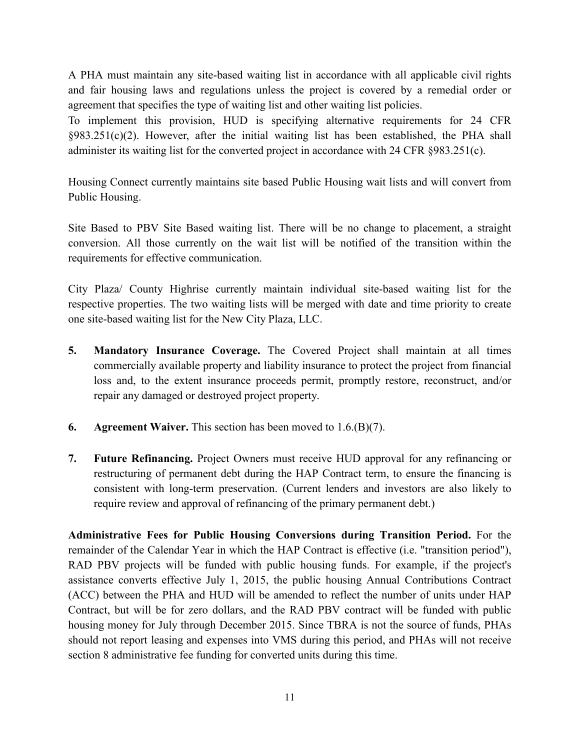A PHA must maintain any site-based waiting list in accordance with all applicable civil rights and fair housing laws and regulations unless the project is covered by a remedial order or agreement that specifies the type of waiting list and other waiting list policies.
To implement this provision, HUD is specifying alternative requirements for 24 CFR §983.251(c)(2). However, after the initial waiting list has been established, the PHA shall administer its waiting list for the converted project in accordance with 24 CFR §983.251(c).

Housing Connect currently maintains site based Public Housing wait lists and will convert from Public Housing.

Site Based to PBV Site Based waiting list. There will be no change to placement, a straight conversion. All those currently on the wait list will be notified of the transition within the requirements for effective communication.

City Plaza/ County Highrise currently maintain individual site-based waiting list for the respective properties. The two waiting lists will be merged with date and time priority to create one site-based waiting list for the New City Plaza, LLC.

5. **Mandatory Insurance Coverage.** The Covered Project shall maintain at all times commercially available property and liability insurance to protect the project from financial loss and, to the extent insurance proceeds permit, promptly restore, reconstruct, and/or repair any damaged or destroyed project property.

6. **Agreement Waiver.** This section has been moved to 1.6.(B)(7).

7. **Future Refinancing.** Project Owners must receive HUD approval for any refinancing or restructuring of permanent debt during the HAP Contract term, to ensure the financing is consistent with long-term preservation. (Current lenders and investors are also likely to require review and approval of refinancing of the primary permanent debt.)

**Administrative Fees for Public Housing Conversions during Transition Period.** For the remainder of the Calendar Year in which the HAP Contract is effective (i.e. "transition period"), RAD PBV projects will be funded with public housing funds. For example, if the project's assistance converts effective July 1, 2015, the public housing Annual Contributions Contract (ACC) between the PHA and HUD will be amended to reflect the number of units under HAP Contract, but will be for zero dollars, and the RAD PBV contract will be funded with public housing money for July through December 2015. Since TBRA is not the source of funds, PHAs should not report leasing and expenses into VMS during this period, and PHAs will not receive section 8 administrative fee funding for converted units during this time.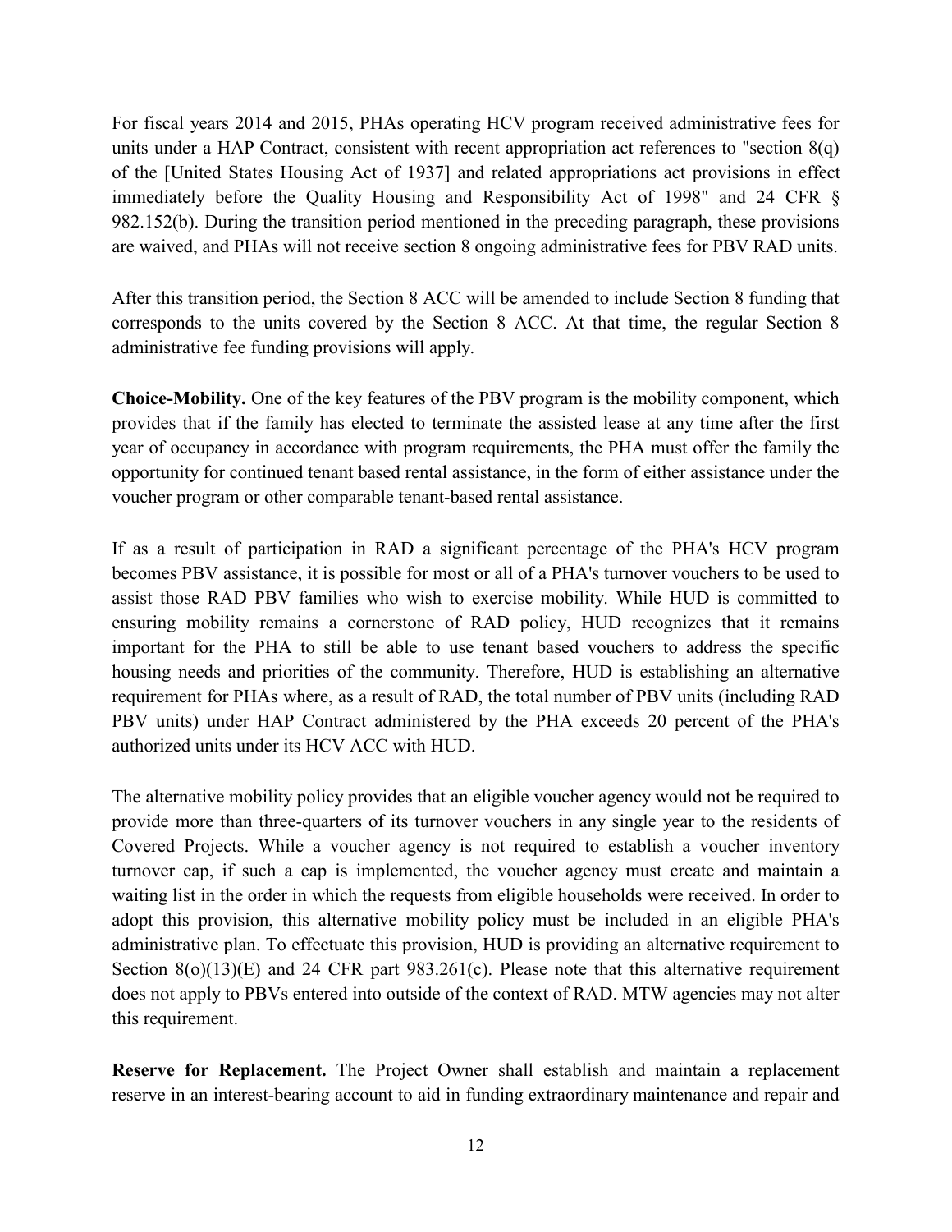For fiscal years 2014 and 2015, PHAs operating HCV program received administrative fees for units under a HAP Contract, consistent with recent appropriation act references to "section 8(q) of the [United States Housing Act of 1937] and related appropriations act provisions in effect immediately before the Quality Housing and Responsibility Act of 1998" and 24 CFR § 982.152(b). During the transition period mentioned in the preceding paragraph, these provisions are waived, and PHAs will not receive section 8 ongoing administrative fees for PBV RAD units.

After this transition period, the Section 8 ACC will be amended to include Section 8 funding that corresponds to the units covered by the Section 8 ACC. At that time, the regular Section 8 administrative fee funding provisions will apply.

**Choice-Mobility.** One of the key features of the PBV program is the mobility component, which provides that if the family has elected to terminate the assisted lease at any time after the first year of occupancy in accordance with program requirements, the PHA must offer the family the opportunity for continued tenant based rental assistance, in the form of either assistance under the voucher program or other comparable tenant-based rental assistance.

If as a result of participation in RAD a significant percentage of the PHA's HCV program becomes PBV assistance, it is possible for most or all of a PHA's turnover vouchers to be used to assist those RAD PBV families who wish to exercise mobility. While HUD is committed to ensuring mobility remains a cornerstone of RAD policy, HUD recognizes that it remains important for the PHA to still be able to use tenant based vouchers to address the specific housing needs and priorities of the community. Therefore, HUD is establishing an alternative requirement for PHAs where, as a result of RAD, the total number of PBV units (including RAD PBV units) under HAP Contract administered by the PHA exceeds 20 percent of the PHA's authorized units under its HCV ACC with HUD.

The alternative mobility policy provides that an eligible voucher agency would not be required to provide more than three-quarters of its turnover vouchers in any single year to the residents of Covered Projects. While a voucher agency is not required to establish a voucher inventory turnover cap, if such a cap is implemented, the voucher agency must create and maintain a waiting list in the order in which the requests from eligible households were received. In order to adopt this provision, this alternative mobility policy must be included in an eligible PHA's administrative plan. To effectuate this provision, HUD is providing an alternative requirement to Section 8(o)(13)(E) and 24 CFR part 983.261(c). Please note that this alternative requirement does not apply to PBVs entered into outside of the context of RAD. MTW agencies may not alter this requirement.

**Reserve for Replacement.** The Project Owner shall establish and maintain a replacement reserve in an interest-bearing account to aid in funding extraordinary maintenance and repair and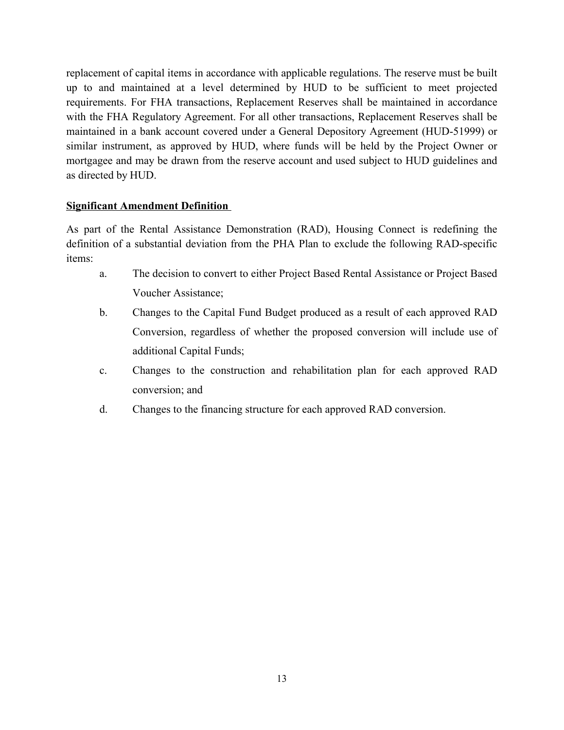replacement of capital items in accordance with applicable regulations. The reserve must be built up to and maintained at a level determined by HUD to be sufficient to meet projected requirements. For FHA transactions, Replacement Reserves shall be maintained in accordance with the FHA Regulatory Agreement. For all other transactions, Replacement Reserves shall be maintained in a bank account covered under a General Depository Agreement (HUD-51999) or similar instrument, as approved by HUD, where funds will be held by the Project Owner or mortgagee and may be drawn from the reserve account and used subject to HUD guidelines and as directed by HUD.

**Significant Amendment Definition**

As part of the Rental Assistance Demonstration (RAD), Housing Connect is redefining the definition of a substantial deviation from the PHA Plan to exclude the following RAD-specific items:

a. The decision to convert to either Project Based Rental Assistance or Project Based Voucher Assistance;

b. Changes to the Capital Fund Budget produced as a result of each approved RAD Conversion, regardless of whether the proposed conversion will include use of additional Capital Funds;

c. Changes to the construction and rehabilitation plan for each approved RAD conversion; and

d. Changes to the financing structure for each approved RAD conversion.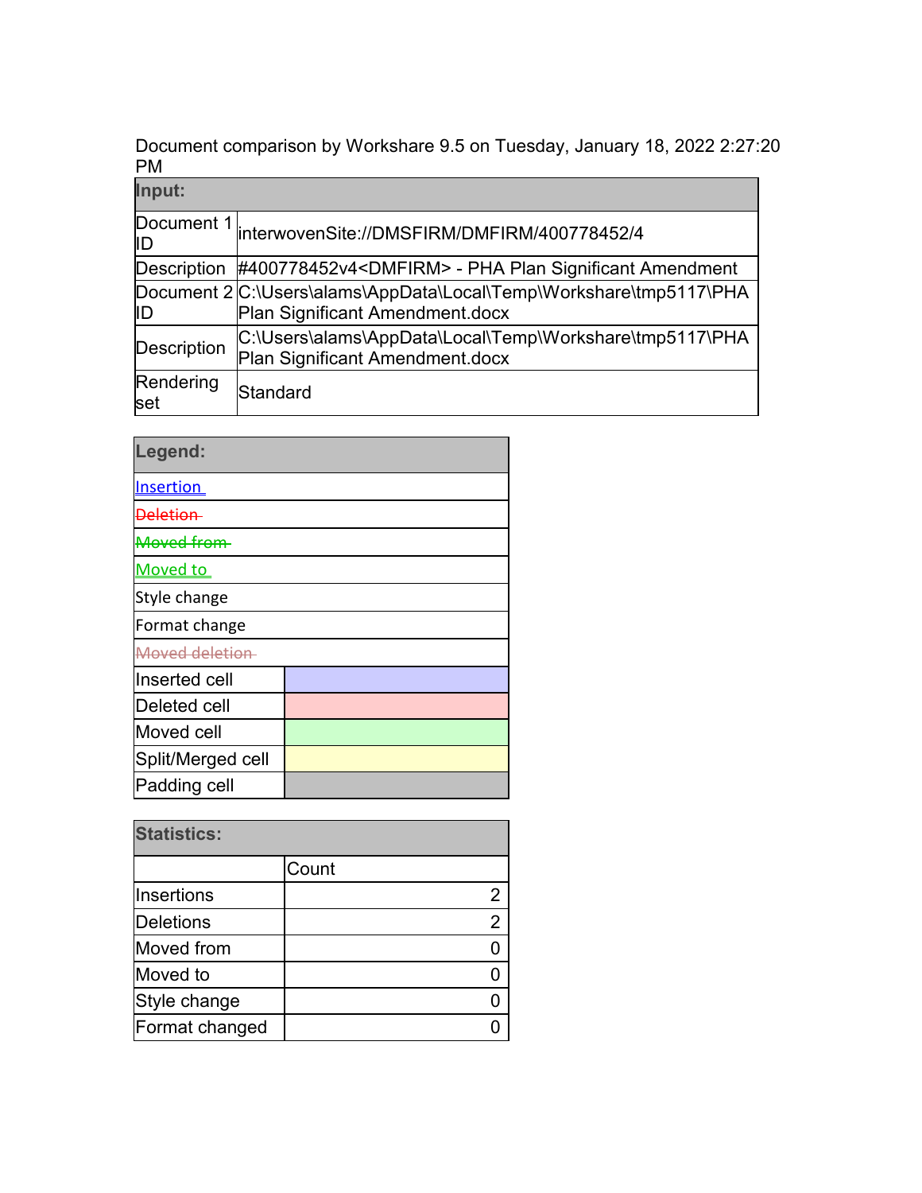Document comparison by Workshare 9.5 on Tuesday, January 18, 2022 2:27:20 PM

| Input: | |
|---|---|
| Document 1 ID | interwovenSite://DMSFIRM/DMFIRM/400778452/4 |
| Description | #400778452v4<DMFIRM> - PHA Plan Significant Amendment |
| Document 2 ID | C:\Users\alams\AppData\Local\Temp\Workshare\tmp5117\PHA Plan Significant Amendment.docx |
| Description | C:\Users\alams\AppData\Local\Temp\Workshare\tmp5117\PHA Plan Significant Amendment.docx |
| Rendering set | Standard |

| Legend: | |
|---|---|
| Insertion | |
| ~~Deletion~~ | |
| ~~Moved from~~ | |
| Moved to | |
| Style change | |
| Format change | |
| ~~Moved deletion~~ | |
| Inserted cell | |
| Deleted cell | |
| Moved cell | |
| Split/Merged cell | |
| Padding cell | |

| Statistics: | |
|---|---|
| | Count |
| Insertions | 2 |
| Deletions | 2 |
| Moved from | 0 |
| Moved to | 0 |
| Style change | 0 |
| Format changed | 0 |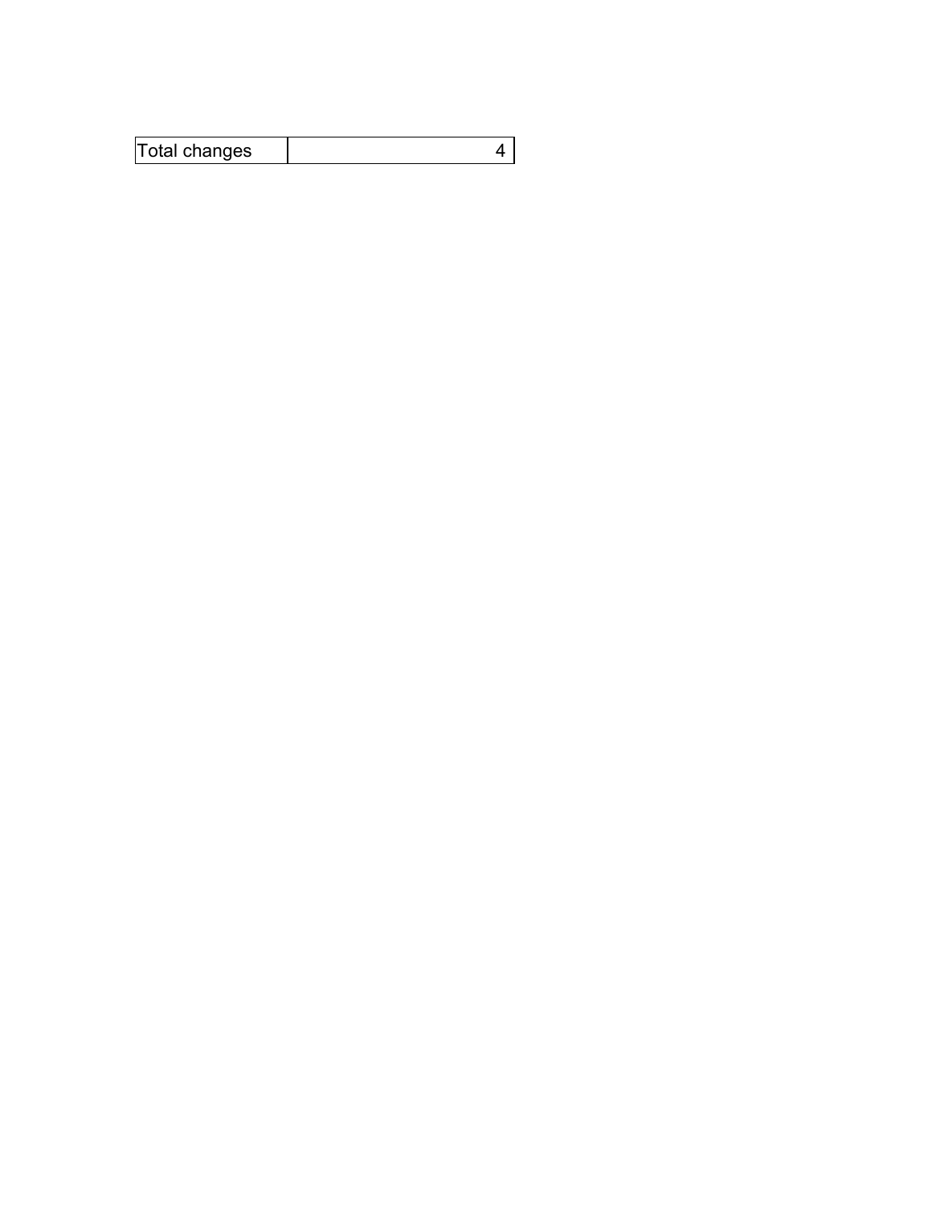| | |
|---|---|
| Total changes | 4 |